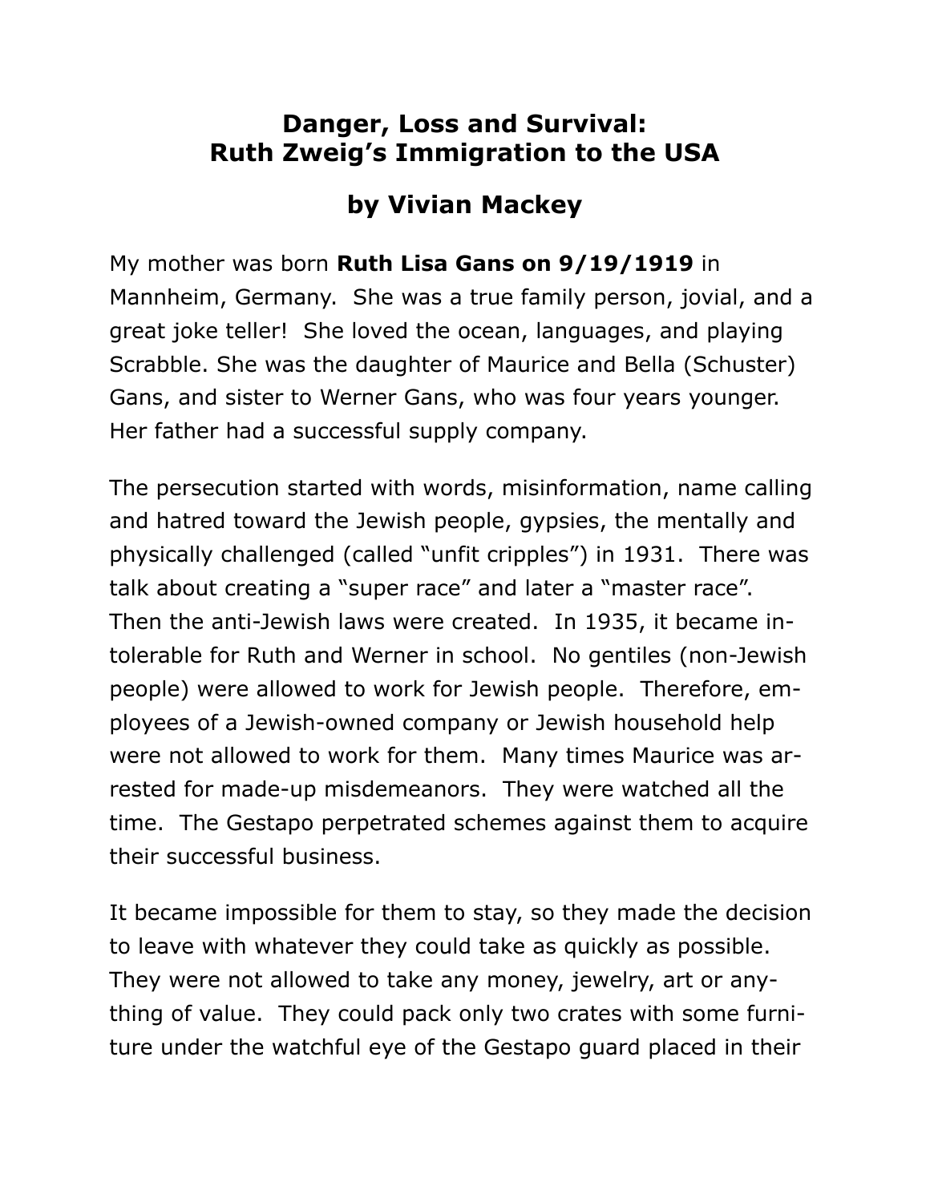# Danger, Loss and Survival: Ruth Zweig's Immigration to the USA

## by Vivian Mackey

My mother was born **Ruth Lisa Gans on 9/19/1919** in Mannheim, Germany. She was a true family person, jovial, and a great joke teller! She loved the ocean, languages, and playing Scrabble. She was the daughter of Maurice and Bella (Schuster) Gans, and sister to Werner Gans, who was four years younger. Her father had a successful supply company.

The persecution started with words, misinformation, name calling and hatred toward the Jewish people, gypsies, the mentally and physically challenged (called "unfit cripples") in 1931. There was talk about creating a "super race" and later a "master race". Then the anti-Jewish laws were created. In 1935, it became intolerable for Ruth and Werner in school. No gentiles (non-Jewish people) were allowed to work for Jewish people. Therefore, employees of a Jewish-owned company or Jewish household help were not allowed to work for them. Many times Maurice was arrested for made-up misdemeanors. They were watched all the time. The Gestapo perpetrated schemes against them to acquire their successful business.

It became impossible for them to stay, so they made the decision to leave with whatever they could take as quickly as possible. They were not allowed to take any money, jewelry, art or anything of value. They could pack only two crates with some furniture under the watchful eye of the Gestapo guard placed in their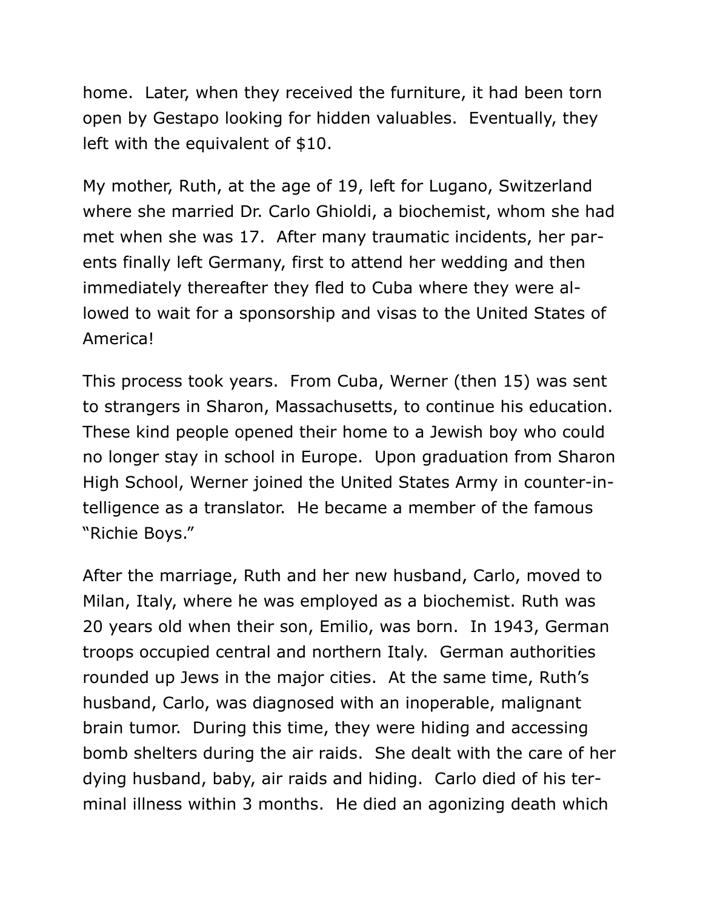home. Later, when they received the furniture, it had been torn open by Gestapo looking for hidden valuables. Eventually, they left with the equivalent of $10.

My mother, Ruth, at the age of 19, left for Lugano, Switzerland where she married Dr. Carlo Ghioldi, a biochemist, whom she had met when she was 17. After many traumatic incidents, her parents finally left Germany, first to attend her wedding and then immediately thereafter they fled to Cuba where they were allowed to wait for a sponsorship and visas to the United States of America!

This process took years. From Cuba, Werner (then 15) was sent to strangers in Sharon, Massachusetts, to continue his education. These kind people opened their home to a Jewish boy who could no longer stay in school in Europe. Upon graduation from Sharon High School, Werner joined the United States Army in counter-intelligence as a translator. He became a member of the famous "Richie Boys."

After the marriage, Ruth and her new husband, Carlo, moved to Milan, Italy, where he was employed as a biochemist. Ruth was 20 years old when their son, Emilio, was born. In 1943, German troops occupied central and northern Italy. German authorities rounded up Jews in the major cities. At the same time, Ruth's husband, Carlo, was diagnosed with an inoperable, malignant brain tumor. During this time, they were hiding and accessing bomb shelters during the air raids. She dealt with the care of her dying husband, baby, air raids and hiding. Carlo died of his terminal illness within 3 months. He died an agonizing death which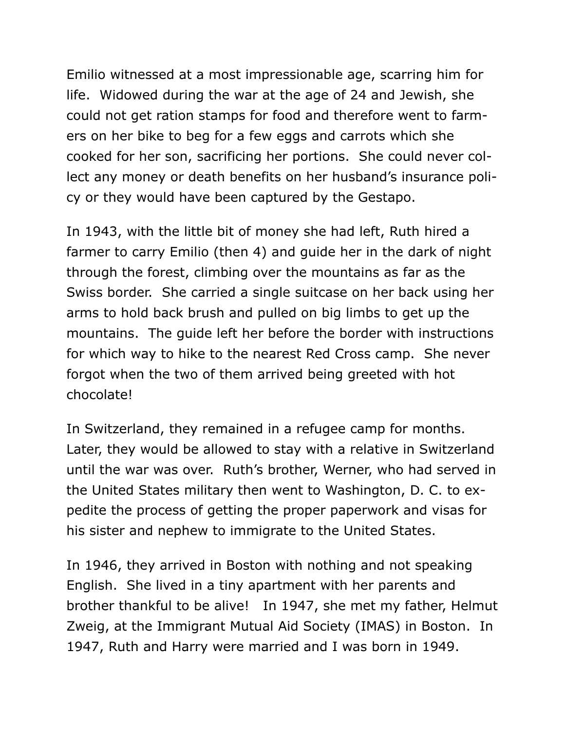Emilio witnessed at a most impressionable age, scarring him for life. Widowed during the war at the age of 24 and Jewish, she could not get ration stamps for food and therefore went to farmers on her bike to beg for a few eggs and carrots which she cooked for her son, sacrificing her portions. She could never collect any money or death benefits on her husband's insurance policy or they would have been captured by the Gestapo.

In 1943, with the little bit of money she had left, Ruth hired a farmer to carry Emilio (then 4) and guide her in the dark of night through the forest, climbing over the mountains as far as the Swiss border. She carried a single suitcase on her back using her arms to hold back brush and pulled on big limbs to get up the mountains. The guide left her before the border with instructions for which way to hike to the nearest Red Cross camp. She never forgot when the two of them arrived being greeted with hot chocolate!

In Switzerland, they remained in a refugee camp for months. Later, they would be allowed to stay with a relative in Switzerland until the war was over. Ruth's brother, Werner, who had served in the United States military then went to Washington, D. C. to expedite the process of getting the proper paperwork and visas for his sister and nephew to immigrate to the United States.

In 1946, they arrived in Boston with nothing and not speaking English. She lived in a tiny apartment with her parents and brother thankful to be alive! In 1947, she met my father, Helmut Zweig, at the Immigrant Mutual Aid Society (IMAS) in Boston. In 1947, Ruth and Harry were married and I was born in 1949.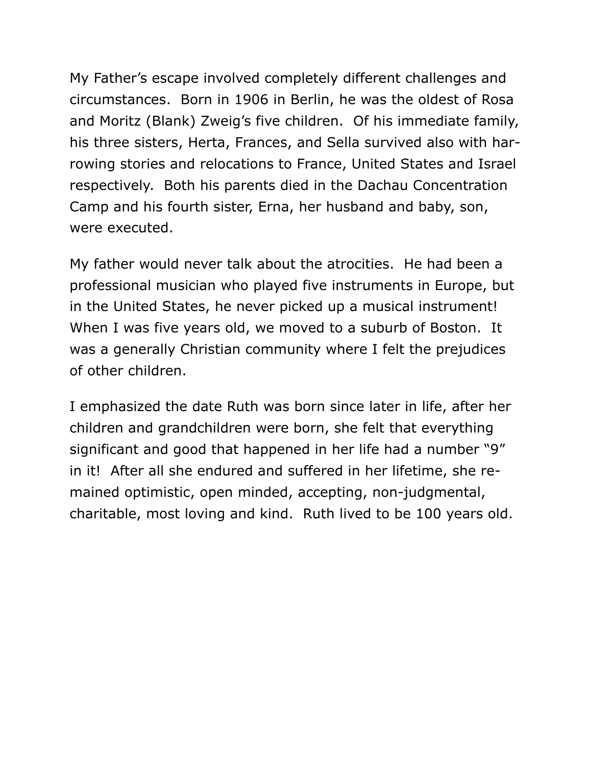My Father's escape involved completely different challenges and circumstances. Born in 1906 in Berlin, he was the oldest of Rosa and Moritz (Blank) Zweig's five children. Of his immediate family, his three sisters, Herta, Frances, and Sella survived also with harrowing stories and relocations to France, United States and Israel respectively. Both his parents died in the Dachau Concentration Camp and his fourth sister, Erna, her husband and baby, son, were executed.

My father would never talk about the atrocities. He had been a professional musician who played five instruments in Europe, but in the United States, he never picked up a musical instrument! When I was five years old, we moved to a suburb of Boston. It was a generally Christian community where I felt the prejudices of other children.

I emphasized the date Ruth was born since later in life, after her children and grandchildren were born, she felt that everything significant and good that happened in her life had a number "9" in it! After all she endured and suffered in her lifetime, she remained optimistic, open minded, accepting, non-judgmental, charitable, most loving and kind. Ruth lived to be 100 years old.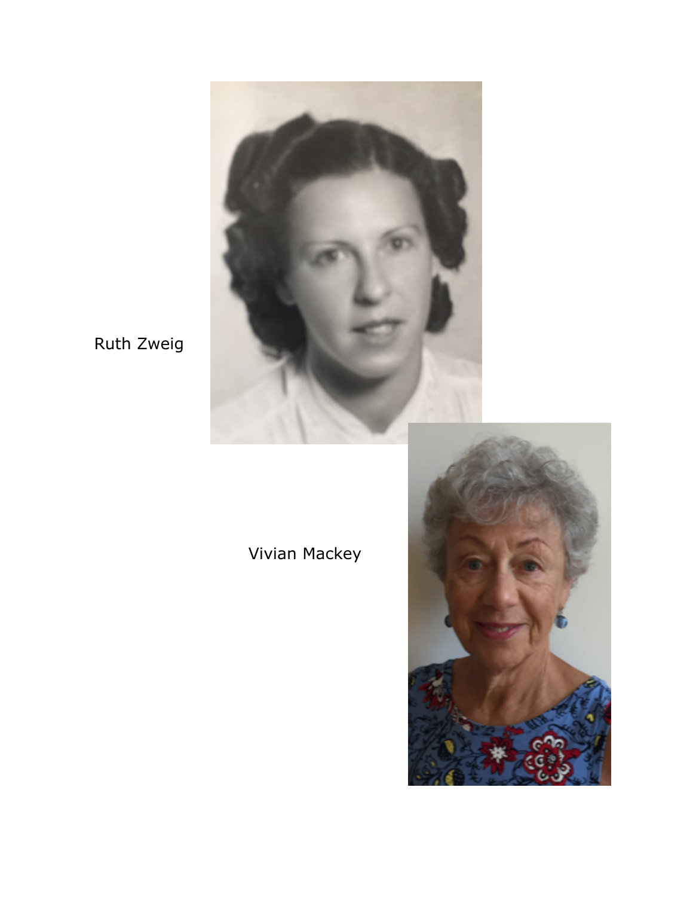Ruth Zweig

Vivian Mackey